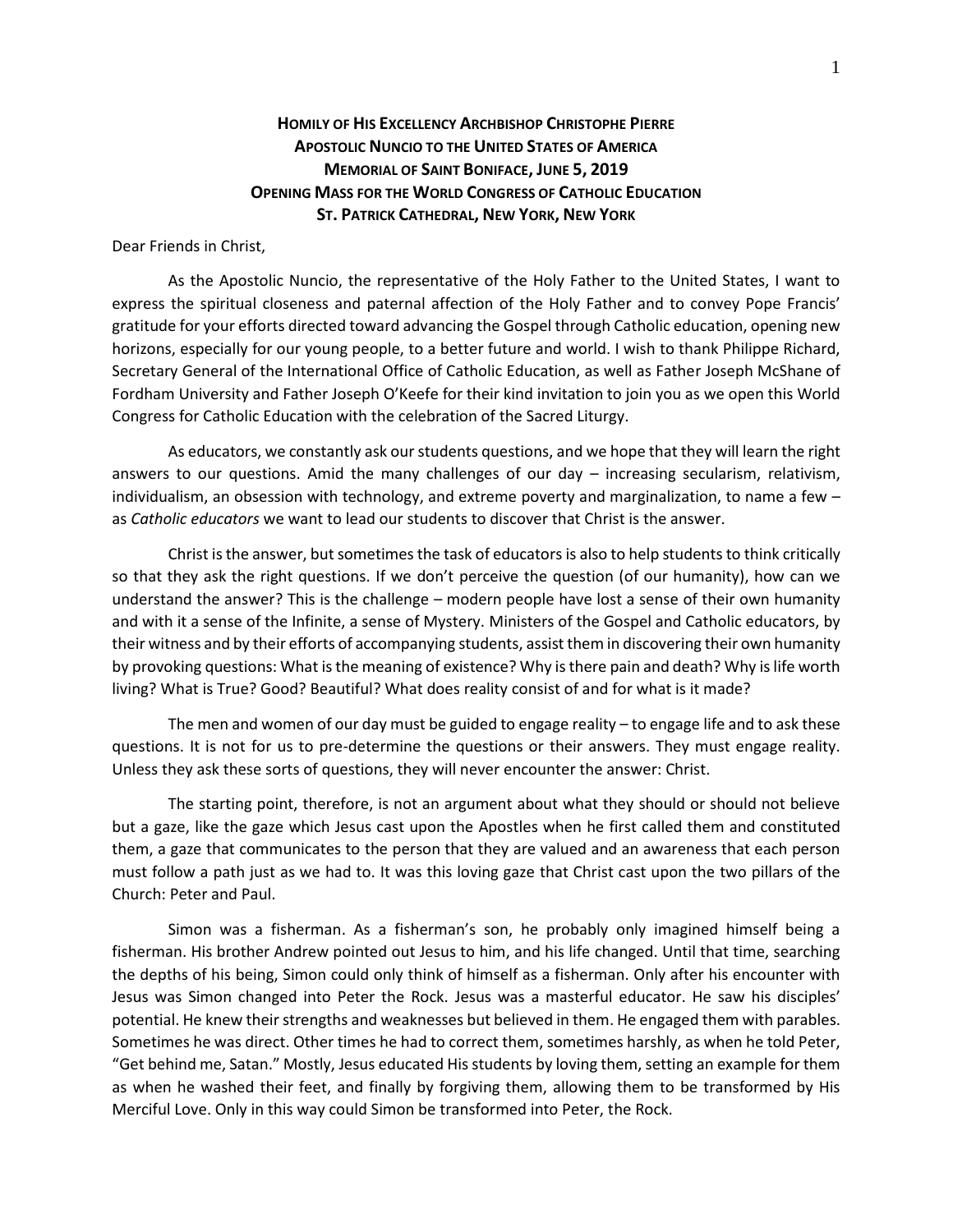# HOMILY OF HIS EXCELLENCY ARCHBISHOP CHRISTOPHE PIERRE
## APOSTOLIC NUNCIO TO THE UNITED STATES OF AMERICA
## MEMORIAL OF SAINT BONIFACE, JUNE 5, 2019
## OPENING MASS FOR THE WORLD CONGRESS OF CATHOLIC EDUCATION
## ST. PATRICK CATHEDRAL, NEW YORK, NEW YORK

Dear Friends in Christ,

As the Apostolic Nuncio, the representative of the Holy Father to the United States, I want to express the spiritual closeness and paternal affection of the Holy Father and to convey Pope Francis' gratitude for your efforts directed toward advancing the Gospel through Catholic education, opening new horizons, especially for our young people, to a better future and world. I wish to thank Philippe Richard, Secretary General of the International Office of Catholic Education, as well as Father Joseph McShane of Fordham University and Father Joseph O'Keefe for their kind invitation to join you as we open this World Congress for Catholic Education with the celebration of the Sacred Liturgy.

As educators, we constantly ask our students questions, and we hope that they will learn the right answers to our questions. Amid the many challenges of our day – increasing secularism, relativism, individualism, an obsession with technology, and extreme poverty and marginalization, to name a few – as *Catholic educators* we want to lead our students to discover that Christ is the answer.

Christ is the answer, but sometimes the task of educators is also to help students to think critically so that they ask the right questions. If we don't perceive the question (of our humanity), how can we understand the answer? This is the challenge – modern people have lost a sense of their own humanity and with it a sense of the Infinite, a sense of Mystery. Ministers of the Gospel and Catholic educators, by their witness and by their efforts of accompanying students, assist them in discovering their own humanity by provoking questions: What is the meaning of existence? Why is there pain and death? Why is life worth living? What is True? Good? Beautiful? What does reality consist of and for what is it made?

The men and women of our day must be guided to engage reality – to engage life and to ask these questions. It is not for us to pre-determine the questions or their answers. They must engage reality. Unless they ask these sorts of questions, they will never encounter the answer: Christ.

The starting point, therefore, is not an argument about what they should or should not believe but a gaze, like the gaze which Jesus cast upon the Apostles when he first called them and constituted them, a gaze that communicates to the person that they are valued and an awareness that each person must follow a path just as we had to. It was this loving gaze that Christ cast upon the two pillars of the Church: Peter and Paul.

Simon was a fisherman. As a fisherman's son, he probably only imagined himself being a fisherman. His brother Andrew pointed out Jesus to him, and his life changed. Until that time, searching the depths of his being, Simon could only think of himself as a fisherman. Only after his encounter with Jesus was Simon changed into Peter the Rock. Jesus was a masterful educator. He saw his disciples' potential. He knew their strengths and weaknesses but believed in them. He engaged them with parables. Sometimes he was direct. Other times he had to correct them, sometimes harshly, as when he told Peter, "Get behind me, Satan." Mostly, Jesus educated His students by loving them, setting an example for them as when he washed their feet, and finally by forgiving them, allowing them to be transformed by His Merciful Love. Only in this way could Simon be transformed into Peter, the Rock.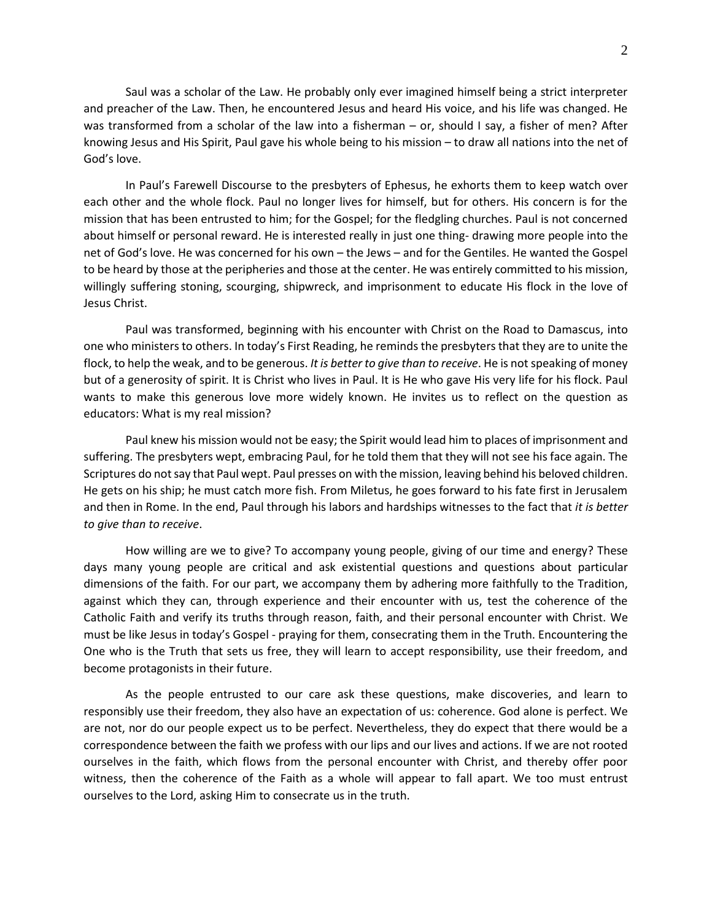Saul was a scholar of the Law. He probably only ever imagined himself being a strict interpreter and preacher of the Law. Then, he encountered Jesus and heard His voice, and his life was changed. He was transformed from a scholar of the law into a fisherman – or, should I say, a fisher of men? After knowing Jesus and His Spirit, Paul gave his whole being to his mission – to draw all nations into the net of God's love.

In Paul's Farewell Discourse to the presbyters of Ephesus, he exhorts them to keep watch over each other and the whole flock. Paul no longer lives for himself, but for others. His concern is for the mission that has been entrusted to him; for the Gospel; for the fledgling churches. Paul is not concerned about himself or personal reward. He is interested really in just one thing- drawing more people into the net of God's love. He was concerned for his own – the Jews – and for the Gentiles. He wanted the Gospel to be heard by those at the peripheries and those at the center. He was entirely committed to his mission, willingly suffering stoning, scourging, shipwreck, and imprisonment to educate His flock in the love of Jesus Christ.

Paul was transformed, beginning with his encounter with Christ on the Road to Damascus, into one who ministers to others. In today's First Reading, he reminds the presbyters that they are to unite the flock, to help the weak, and to be generous. *It is better to give than to receive*. He is not speaking of money but of a generosity of spirit. It is Christ who lives in Paul. It is He who gave His very life for his flock. Paul wants to make this generous love more widely known. He invites us to reflect on the question as educators: What is my real mission?

Paul knew his mission would not be easy; the Spirit would lead him to places of imprisonment and suffering. The presbyters wept, embracing Paul, for he told them that they will not see his face again. The Scriptures do not say that Paul wept. Paul presses on with the mission, leaving behind his beloved children. He gets on his ship; he must catch more fish. From Miletus, he goes forward to his fate first in Jerusalem and then in Rome. In the end, Paul through his labors and hardships witnesses to the fact that *it is better to give than to receive*.

How willing are we to give? To accompany young people, giving of our time and energy? These days many young people are critical and ask existential questions and questions about particular dimensions of the faith. For our part, we accompany them by adhering more faithfully to the Tradition, against which they can, through experience and their encounter with us, test the coherence of the Catholic Faith and verify its truths through reason, faith, and their personal encounter with Christ. We must be like Jesus in today's Gospel - praying for them, consecrating them in the Truth. Encountering the One who is the Truth that sets us free, they will learn to accept responsibility, use their freedom, and become protagonists in their future.

As the people entrusted to our care ask these questions, make discoveries, and learn to responsibly use their freedom, they also have an expectation of us: coherence. God alone is perfect. We are not, nor do our people expect us to be perfect. Nevertheless, they do expect that there would be a correspondence between the faith we profess with our lips and our lives and actions. If we are not rooted ourselves in the faith, which flows from the personal encounter with Christ, and thereby offer poor witness, then the coherence of the Faith as a whole will appear to fall apart. We too must entrust ourselves to the Lord, asking Him to consecrate us in the truth.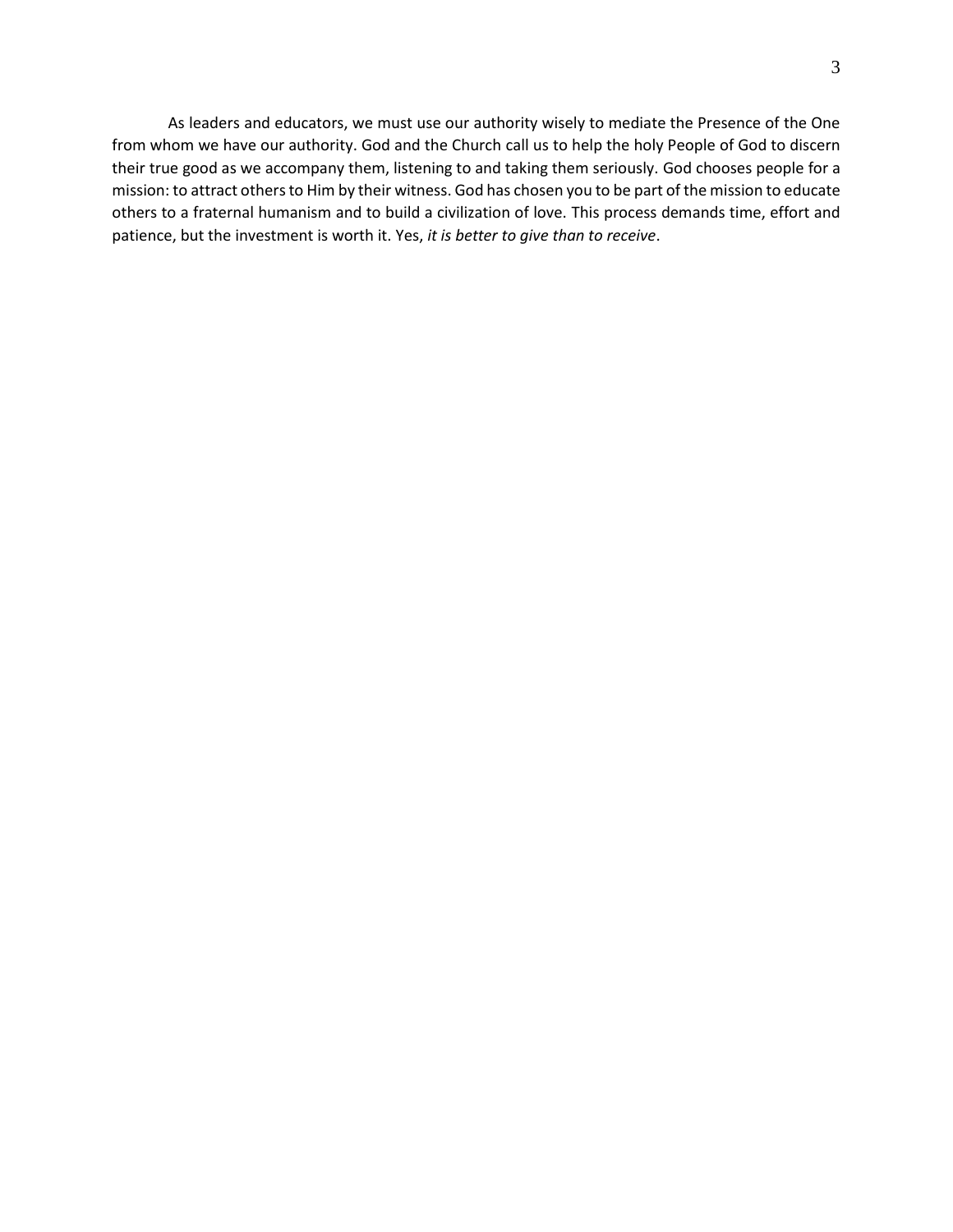As leaders and educators, we must use our authority wisely to mediate the Presence of the One from whom we have our authority. God and the Church call us to help the holy People of God to discern their true good as we accompany them, listening to and taking them seriously. God chooses people for a mission: to attract others to Him by their witness. God has chosen you to be part of the mission to educate others to a fraternal humanism and to build a civilization of love. This process demands time, effort and patience, but the investment is worth it. Yes, *it is better to give than to receive*.